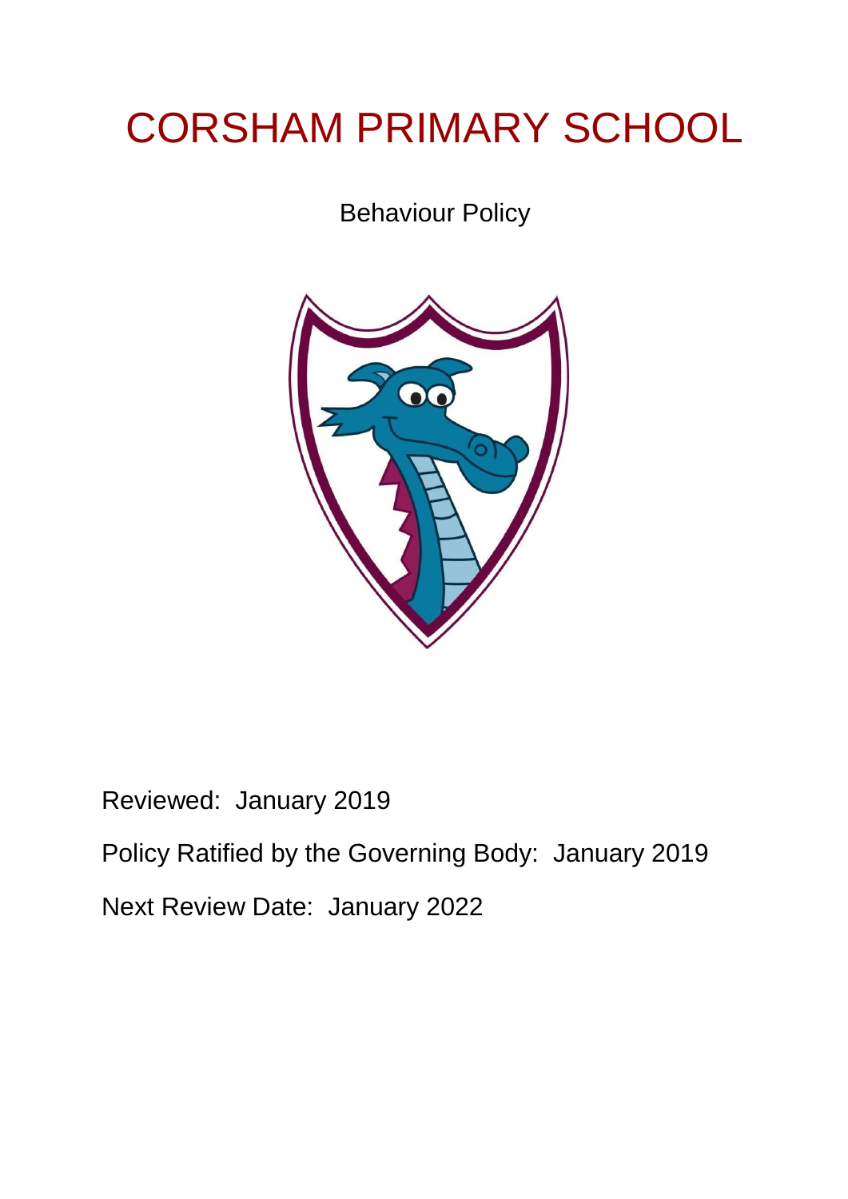# CORSHAM PRIMARY SCHOOL

Behaviour Policy

Reviewed: January 2019

Policy Ratified by the Governing Body: January 2019

Next Review Date: January 2022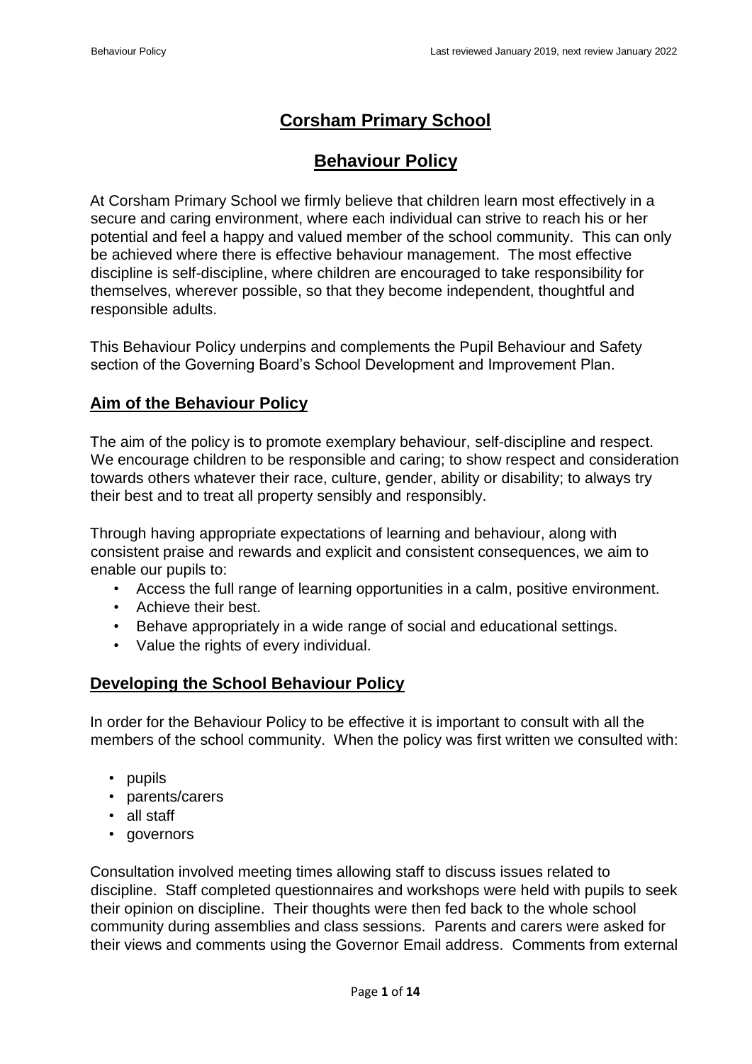# Corsham Primary School

# Behaviour Policy

At Corsham Primary School we firmly believe that children learn most effectively in a secure and caring environment, where each individual can strive to reach his or her potential and feel a happy and valued member of the school community. This can only be achieved where there is effective behaviour management. The most effective discipline is self-discipline, where children are encouraged to take responsibility for themselves, wherever possible, so that they become independent, thoughtful and responsible adults.

This Behaviour Policy underpins and complements the Pupil Behaviour and Safety section of the Governing Board's School Development and Improvement Plan.

## Aim of the Behaviour Policy

The aim of the policy is to promote exemplary behaviour, self-discipline and respect. We encourage children to be responsible and caring; to show respect and consideration towards others whatever their race, culture, gender, ability or disability; to always try their best and to treat all property sensibly and responsibly.

Through having appropriate expectations of learning and behaviour, along with consistent praise and rewards and explicit and consistent consequences, we aim to enable our pupils to:

- Access the full range of learning opportunities in a calm, positive environment.
- Achieve their best.
- Behave appropriately in a wide range of social and educational settings.
- Value the rights of every individual.

## Developing the School Behaviour Policy

In order for the Behaviour Policy to be effective it is important to consult with all the members of the school community. When the policy was first written we consulted with:

- pupils
- parents/carers
- all staff
- governors

Consultation involved meeting times allowing staff to discuss issues related to discipline. Staff completed questionnaires and workshops were held with pupils to seek their opinion on discipline. Their thoughts were then fed back to the whole school community during assemblies and class sessions. Parents and carers were asked for their views and comments using the Governor Email address. Comments from external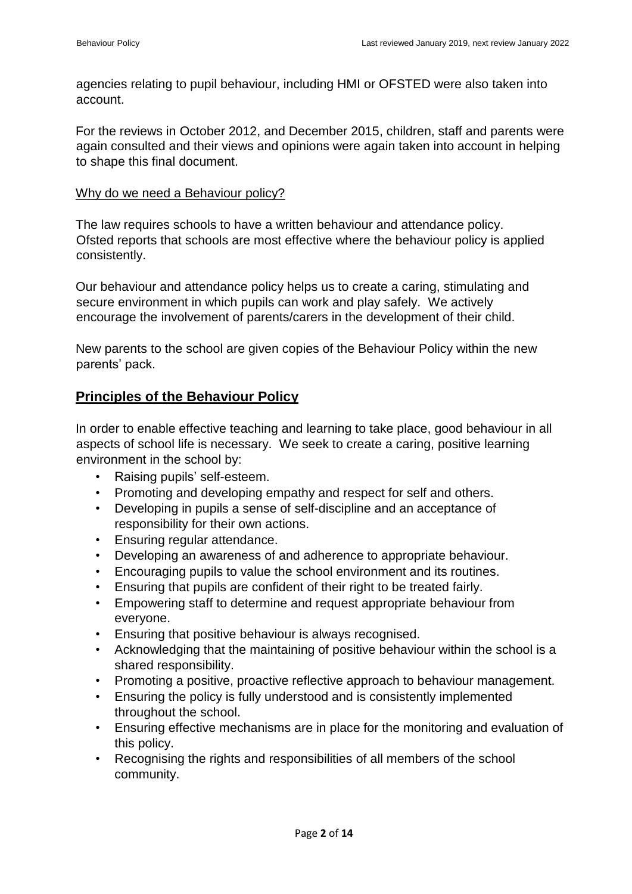agencies relating to pupil behaviour, including HMI or OFSTED were also taken into account.

For the reviews in October 2012, and December 2015, children, staff and parents were again consulted and their views and opinions were again taken into account in helping to shape this final document.

Why do we need a Behaviour policy?

The law requires schools to have a written behaviour and attendance policy. Ofsted reports that schools are most effective where the behaviour policy is applied consistently.

Our behaviour and attendance policy helps us to create a caring, stimulating and secure environment in which pupils can work and play safely. We actively encourage the involvement of parents/carers in the development of their child.

New parents to the school are given copies of the Behaviour Policy within the new parents' pack.

## Principles of the Behaviour Policy

In order to enable effective teaching and learning to take place, good behaviour in all aspects of school life is necessary. We seek to create a caring, positive learning environment in the school by:

- Raising pupils' self-esteem.
- Promoting and developing empathy and respect for self and others.
- Developing in pupils a sense of self-discipline and an acceptance of responsibility for their own actions.
- Ensuring regular attendance.
- Developing an awareness of and adherence to appropriate behaviour.
- Encouraging pupils to value the school environment and its routines.
- Ensuring that pupils are confident of their right to be treated fairly.
- Empowering staff to determine and request appropriate behaviour from everyone.
- Ensuring that positive behaviour is always recognised.
- Acknowledging that the maintaining of positive behaviour within the school is a shared responsibility.
- Promoting a positive, proactive reflective approach to behaviour management.
- Ensuring the policy is fully understood and is consistently implemented throughout the school.
- Ensuring effective mechanisms are in place for the monitoring and evaluation of this policy.
- Recognising the rights and responsibilities of all members of the school community.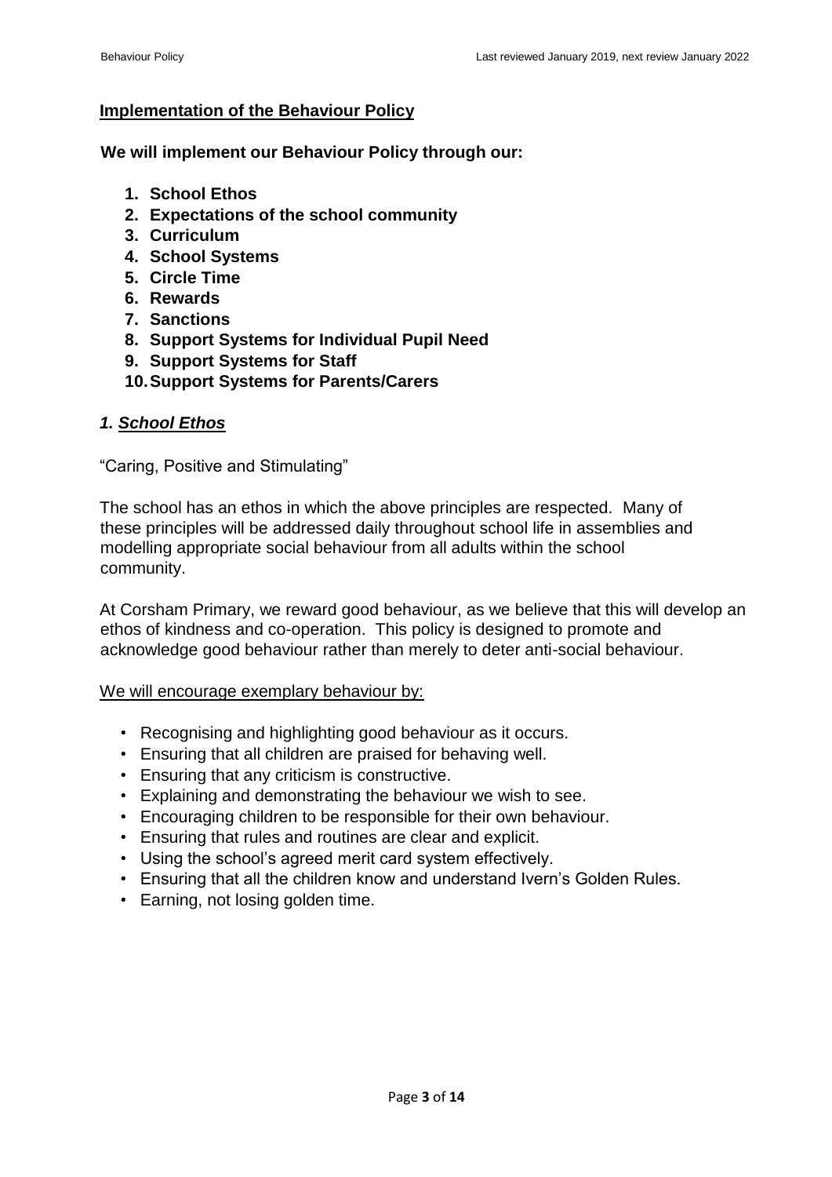## Implementation of the Behaviour Policy

**We will implement our Behaviour Policy through our:**

1. **School Ethos**
2. **Expectations of the school community**
3. **Curriculum**
4. **School Systems**
5. **Circle Time**
6. **Rewards**
7. **Sanctions**
8. **Support Systems for Individual Pupil Need**
9. **Support Systems for Staff**
10. **Support Systems for Parents/Carers**

### *1. School Ethos*

"Caring, Positive and Stimulating"

The school has an ethos in which the above principles are respected. Many of these principles will be addressed daily throughout school life in assemblies and modelling appropriate social behaviour from all adults within the school community.

At Corsham Primary, we reward good behaviour, as we believe that this will develop an ethos of kindness and co-operation. This policy is designed to promote and acknowledge good behaviour rather than merely to deter anti-social behaviour.

We will encourage exemplary behaviour by:

- Recognising and highlighting good behaviour as it occurs.
- Ensuring that all children are praised for behaving well.
- Ensuring that any criticism is constructive.
- Explaining and demonstrating the behaviour we wish to see.
- Encouraging children to be responsible for their own behaviour.
- Ensuring that rules and routines are clear and explicit.
- Using the school's agreed merit card system effectively.
- Ensuring that all the children know and understand Ivern's Golden Rules.
- Earning, not losing golden time.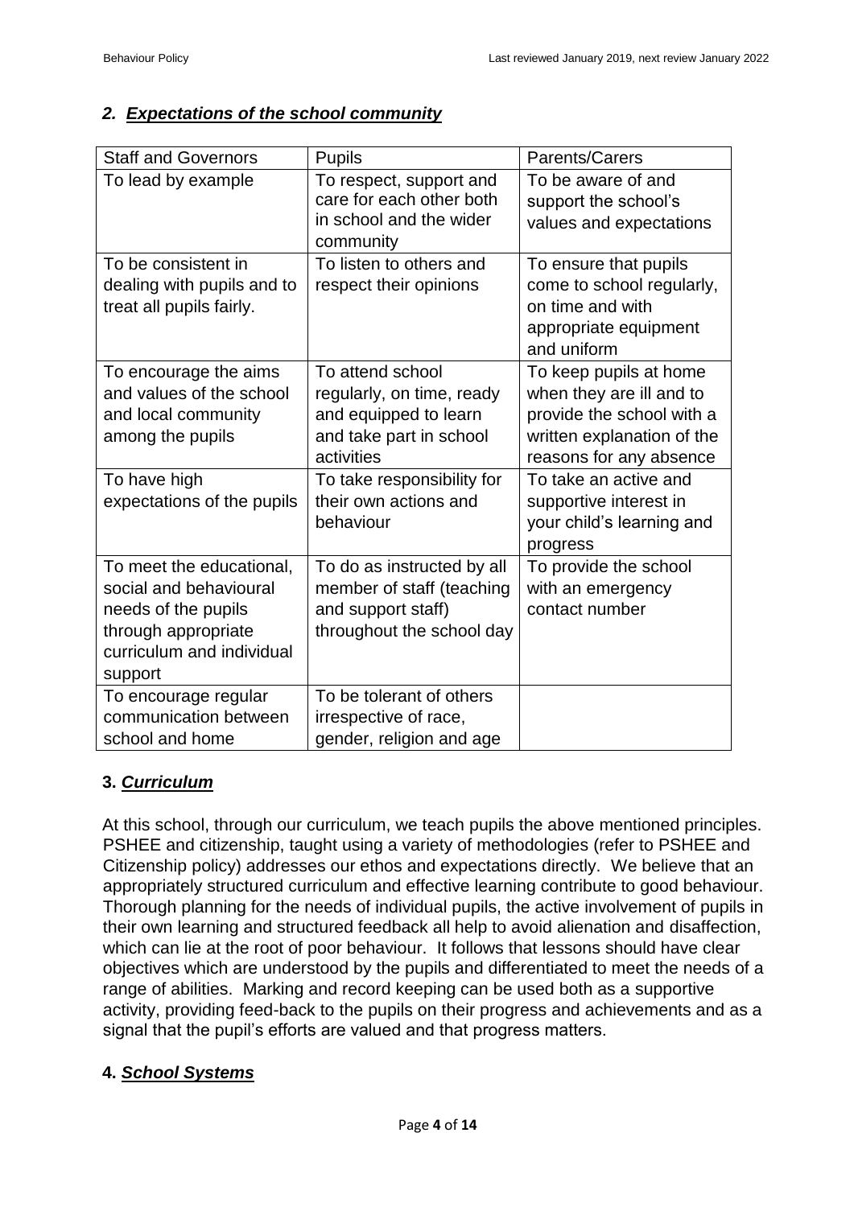## *2. Expectations of the school community*

| Staff and Governors | Pupils | Parents/Carers |
|---|---|---|
| To lead by example | To respect, support and care for each other both in school and the wider community | To be aware of and support the school's values and expectations |
| To be consistent in dealing with pupils and to treat all pupils fairly. | To listen to others and respect their opinions | To ensure that pupils come to school regularly, on time and with appropriate equipment and uniform |
| To encourage the aims and values of the school and local community among the pupils | To attend school regularly, on time, ready and equipped to learn and take part in school activities | To keep pupils at home when they are ill and to provide the school with a written explanation of the reasons for any absence |
| To have high expectations of the pupils | To take responsibility for their own actions and behaviour | To take an active and supportive interest in your child's learning and progress |
| To meet the educational, social and behavioural needs of the pupils through appropriate curriculum and individual support | To do as instructed by all member of staff (teaching and support staff) throughout the school day | To provide the school with an emergency contact number |
| To encourage regular communication between school and home | To be tolerant of others irrespective of race, gender, religion and age | |

## **3. *Curriculum***

At this school, through our curriculum, we teach pupils the above mentioned principles. PSHEE and citizenship, taught using a variety of methodologies (refer to PSHEE and Citizenship policy) addresses our ethos and expectations directly. We believe that an appropriately structured curriculum and effective learning contribute to good behaviour. Thorough planning for the needs of individual pupils, the active involvement of pupils in their own learning and structured feedback all help to avoid alienation and disaffection, which can lie at the root of poor behaviour. It follows that lessons should have clear objectives which are understood by the pupils and differentiated to meet the needs of a range of abilities. Marking and record keeping can be used both as a supportive activity, providing feed-back to the pupils on their progress and achievements and as a signal that the pupil's efforts are valued and that progress matters.

## **4. *School Systems***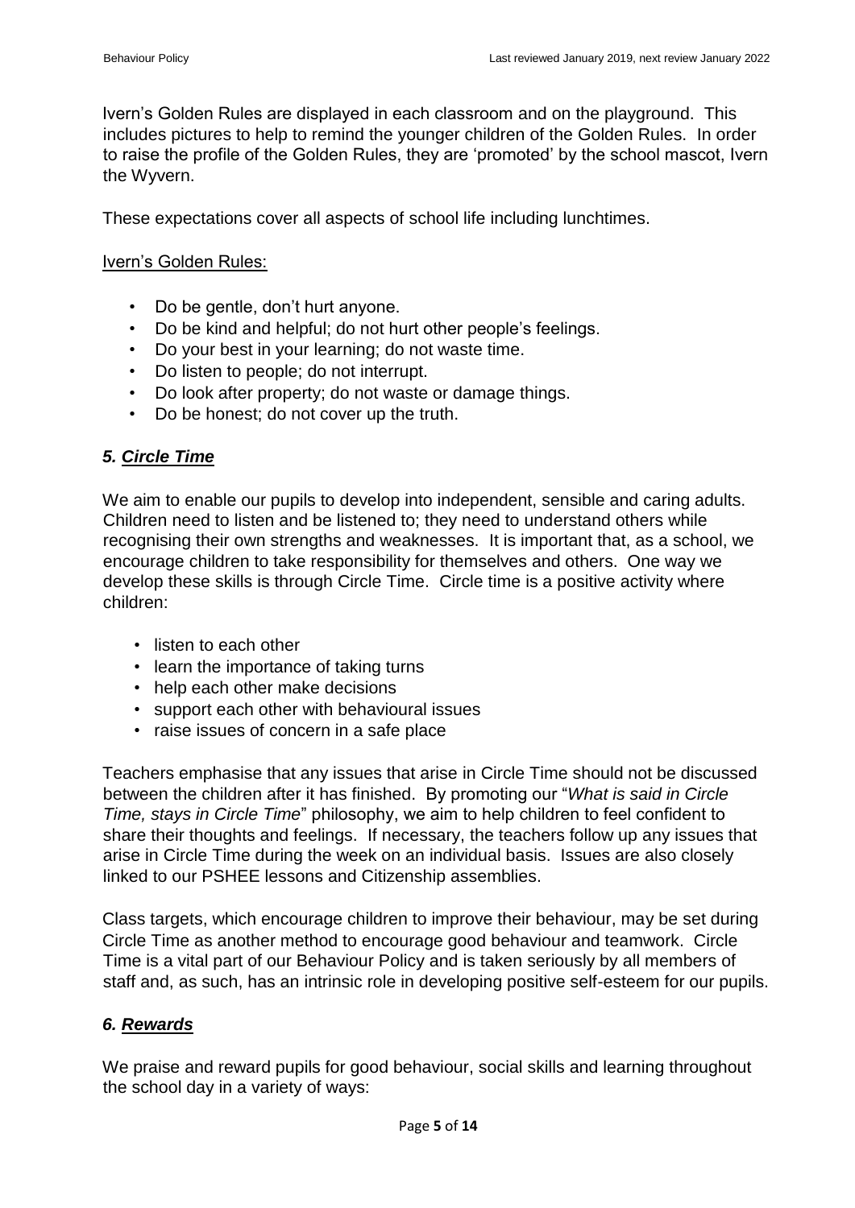Ivern's Golden Rules are displayed in each classroom and on the playground. This includes pictures to help to remind the younger children of the Golden Rules. In order to raise the profile of the Golden Rules, they are 'promoted' by the school mascot, Ivern the Wyvern.

These expectations cover all aspects of school life including lunchtimes.

Ivern's Golden Rules:

- Do be gentle, don't hurt anyone.
- Do be kind and helpful; do not hurt other people's feelings.
- Do your best in your learning; do not waste time.
- Do listen to people; do not interrupt.
- Do look after property; do not waste or damage things.
- Do be honest; do not cover up the truth.

## *5. Circle Time*

We aim to enable our pupils to develop into independent, sensible and caring adults. Children need to listen and be listened to; they need to understand others while recognising their own strengths and weaknesses. It is important that, as a school, we encourage children to take responsibility for themselves and others. One way we develop these skills is through Circle Time. Circle time is a positive activity where children:

- listen to each other
- learn the importance of taking turns
- help each other make decisions
- support each other with behavioural issues
- raise issues of concern in a safe place

Teachers emphasise that any issues that arise in Circle Time should not be discussed between the children after it has finished. By promoting our "*What is said in Circle Time, stays in Circle Time*" philosophy, we aim to help children to feel confident to share their thoughts and feelings. If necessary, the teachers follow up any issues that arise in Circle Time during the week on an individual basis. Issues are also closely linked to our PSHEE lessons and Citizenship assemblies.

Class targets, which encourage children to improve their behaviour, may be set during Circle Time as another method to encourage good behaviour and teamwork. Circle Time is a vital part of our Behaviour Policy and is taken seriously by all members of staff and, as such, has an intrinsic role in developing positive self-esteem for our pupils.

## *6. Rewards*

We praise and reward pupils for good behaviour, social skills and learning throughout the school day in a variety of ways: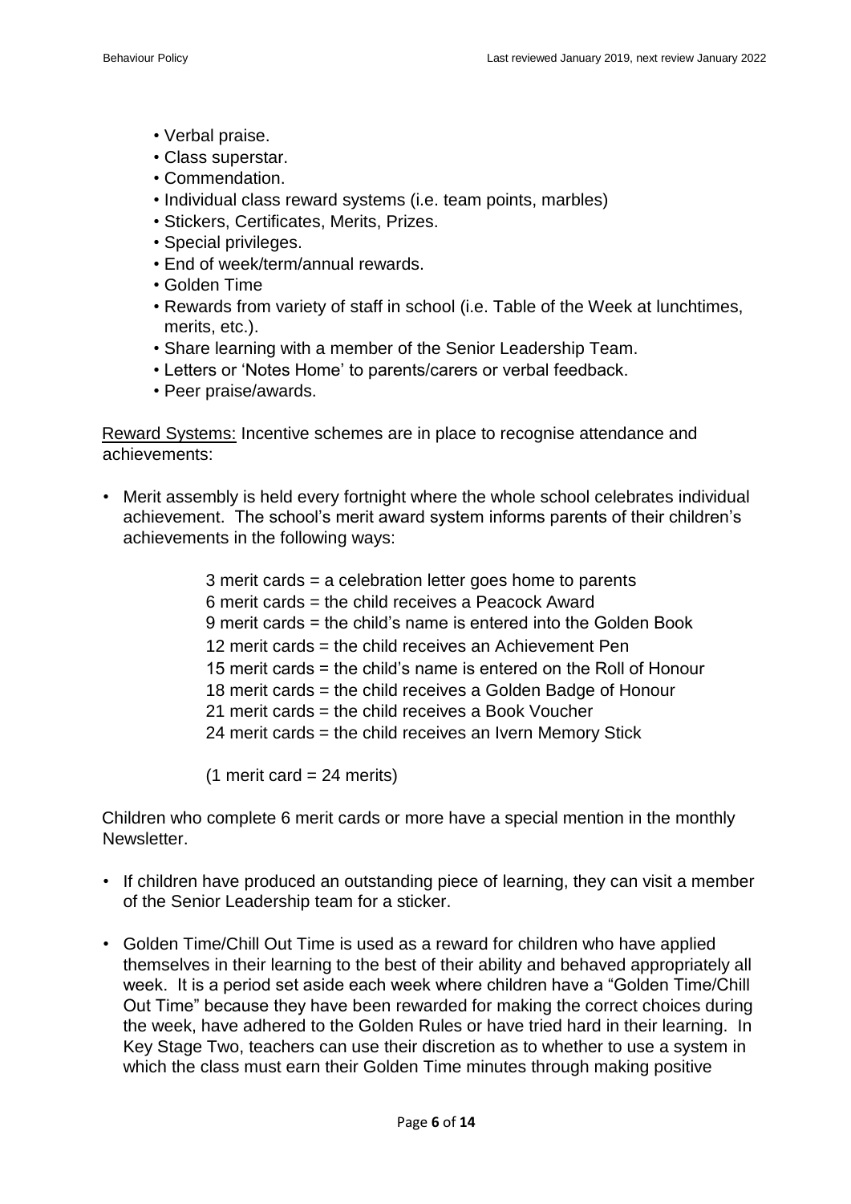- Verbal praise.
- Class superstar.
- Commendation.
- Individual class reward systems (i.e. team points, marbles)
- Stickers, Certificates, Merits, Prizes.
- Special privileges.
- End of week/term/annual rewards.
- Golden Time
- Rewards from variety of staff in school (i.e. Table of the Week at lunchtimes, merits, etc.).
- Share learning with a member of the Senior Leadership Team.
- Letters or 'Notes Home' to parents/carers or verbal feedback.
- Peer praise/awards.

<u>Reward Systems:</u> Incentive schemes are in place to recognise attendance and achievements:

- Merit assembly is held every fortnight where the whole school celebrates individual achievement. The school's merit award system informs parents of their children's achievements in the following ways:

  3 merit cards = a celebration letter goes home to parents
  6 merit cards = the child receives a Peacock Award
  9 merit cards = the child's name is entered into the Golden Book
  12 merit cards = the child receives an Achievement Pen
  15 merit cards = the child's name is entered on the Roll of Honour
  18 merit cards = the child receives a Golden Badge of Honour
  21 merit cards = the child receives a Book Voucher
  24 merit cards = the child receives an Ivern Memory Stick

  (1 merit card = 24 merits)

  Children who complete 6 merit cards or more have a special mention in the monthly Newsletter.

- If children have produced an outstanding piece of learning, they can visit a member of the Senior Leadership team for a sticker.

- Golden Time/Chill Out Time is used as a reward for children who have applied themselves in their learning to the best of their ability and behaved appropriately all week. It is a period set aside each week where children have a "Golden Time/Chill Out Time" because they have been rewarded for making the correct choices during the week, have adhered to the Golden Rules or have tried hard in their learning. In Key Stage Two, teachers can use their discretion as to whether to use a system in which the class must earn their Golden Time minutes through making positive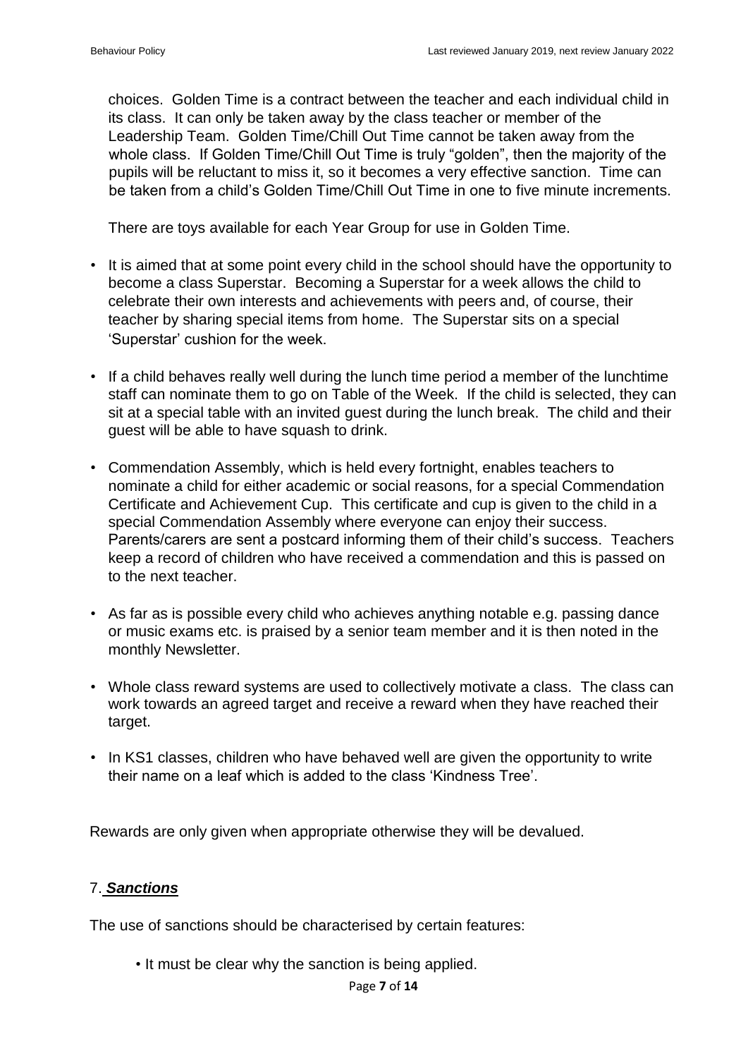choices. Golden Time is a contract between the teacher and each individual child in its class. It can only be taken away by the class teacher or member of the Leadership Team. Golden Time/Chill Out Time cannot be taken away from the whole class. If Golden Time/Chill Out Time is truly "golden", then the majority of the pupils will be reluctant to miss it, so it becomes a very effective sanction. Time can be taken from a child's Golden Time/Chill Out Time in one to five minute increments.

There are toys available for each Year Group for use in Golden Time.

- It is aimed that at some point every child in the school should have the opportunity to become a class Superstar. Becoming a Superstar for a week allows the child to celebrate their own interests and achievements with peers and, of course, their teacher by sharing special items from home. The Superstar sits on a special 'Superstar' cushion for the week.
- If a child behaves really well during the lunch time period a member of the lunchtime staff can nominate them to go on Table of the Week. If the child is selected, they can sit at a special table with an invited guest during the lunch break. The child and their guest will be able to have squash to drink.
- Commendation Assembly, which is held every fortnight, enables teachers to nominate a child for either academic or social reasons, for a special Commendation Certificate and Achievement Cup. This certificate and cup is given to the child in a special Commendation Assembly where everyone can enjoy their success. Parents/carers are sent a postcard informing them of their child's success. Teachers keep a record of children who have received a commendation and this is passed on to the next teacher.
- As far as is possible every child who achieves anything notable e.g. passing dance or music exams etc. is praised by a senior team member and it is then noted in the monthly Newsletter.
- Whole class reward systems are used to collectively motivate a class. The class can work towards an agreed target and receive a reward when they have reached their target.
- In KS1 classes, children who have behaved well are given the opportunity to write their name on a leaf which is added to the class 'Kindness Tree'.

Rewards are only given when appropriate otherwise they will be devalued.

## 7. ***Sanctions***

The use of sanctions should be characterised by certain features:

- It must be clear why the sanction is being applied.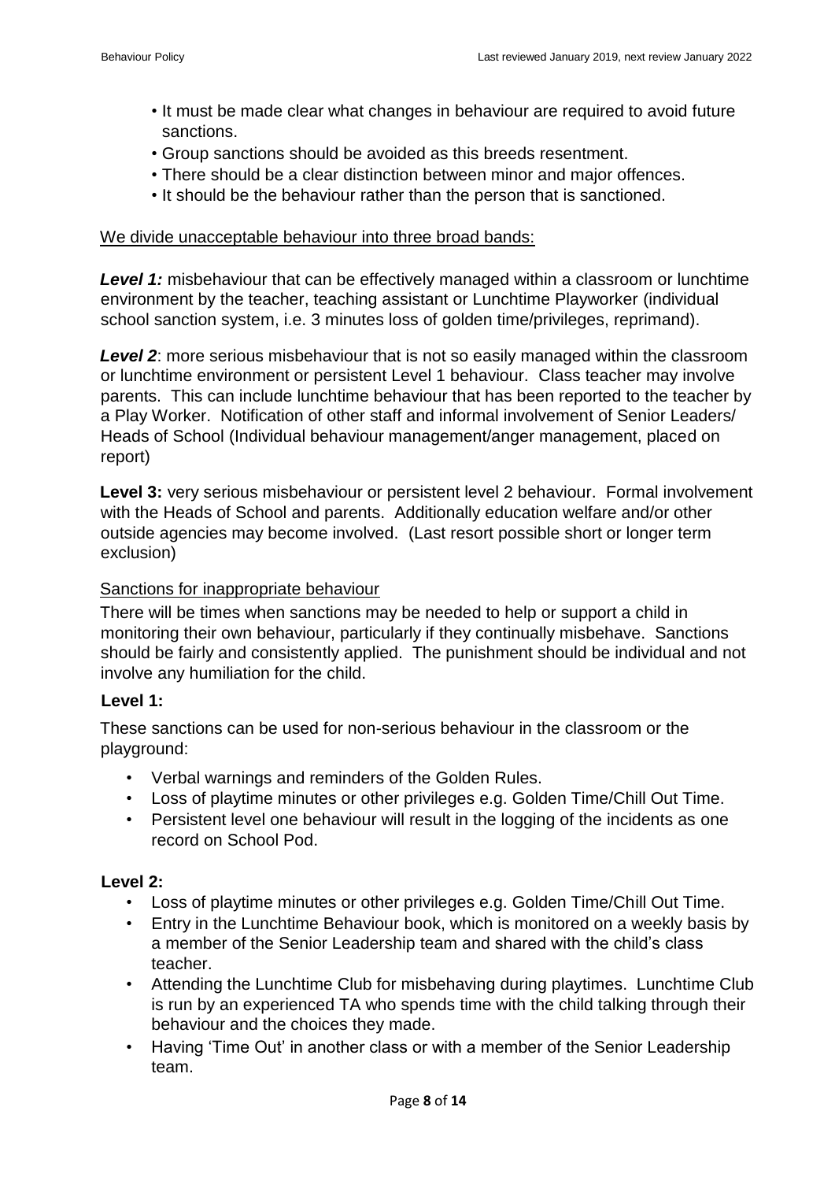- It must be made clear what changes in behaviour are required to avoid future sanctions.
- Group sanctions should be avoided as this breeds resentment.
- There should be a clear distinction between minor and major offences.
- It should be the behaviour rather than the person that is sanctioned.

We divide unacceptable behaviour into three broad bands:

***Level 1:*** misbehaviour that can be effectively managed within a classroom or lunchtime environment by the teacher, teaching assistant or Lunchtime Playworker (individual school sanction system, i.e. 3 minutes loss of golden time/privileges, reprimand).

***Level 2***: more serious misbehaviour that is not so easily managed within the classroom or lunchtime environment or persistent Level 1 behaviour. Class teacher may involve parents. This can include lunchtime behaviour that has been reported to the teacher by a Play Worker. Notification of other staff and informal involvement of Senior Leaders/ Heads of School (Individual behaviour management/anger management, placed on report)

**Level 3:** very serious misbehaviour or persistent level 2 behaviour. Formal involvement with the Heads of School and parents. Additionally education welfare and/or other outside agencies may become involved. (Last resort possible short or longer term exclusion)

Sanctions for inappropriate behaviour

There will be times when sanctions may be needed to help or support a child in monitoring their own behaviour, particularly if they continually misbehave. Sanctions should be fairly and consistently applied. The punishment should be individual and not involve any humiliation for the child.

**Level 1:**

These sanctions can be used for non-serious behaviour in the classroom or the playground:

- Verbal warnings and reminders of the Golden Rules.
- Loss of playtime minutes or other privileges e.g. Golden Time/Chill Out Time.
- Persistent level one behaviour will result in the logging of the incidents as one record on School Pod.

**Level 2:**

- Loss of playtime minutes or other privileges e.g. Golden Time/Chill Out Time.
- Entry in the Lunchtime Behaviour book, which is monitored on a weekly basis by a member of the Senior Leadership team and shared with the child's class teacher.
- Attending the Lunchtime Club for misbehaving during playtimes. Lunchtime Club is run by an experienced TA who spends time with the child talking through their behaviour and the choices they made.
- Having 'Time Out' in another class or with a member of the Senior Leadership team.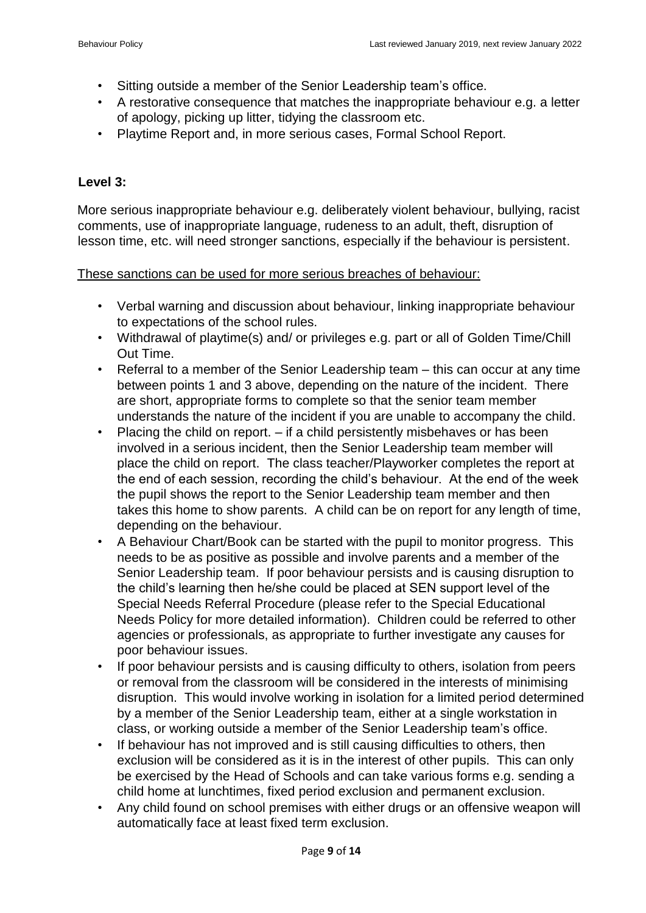- Sitting outside a member of the Senior Leadership team's office.
- A restorative consequence that matches the inappropriate behaviour e.g. a letter of apology, picking up litter, tidying the classroom etc.
- Playtime Report and, in more serious cases, Formal School Report.

**Level 3:**

More serious inappropriate behaviour e.g. deliberately violent behaviour, bullying, racist comments, use of inappropriate language, rudeness to an adult, theft, disruption of lesson time, etc. will need stronger sanctions, especially if the behaviour is persistent.

<u>These sanctions can be used for more serious breaches of behaviour:</u>

- Verbal warning and discussion about behaviour, linking inappropriate behaviour to expectations of the school rules.
- Withdrawal of playtime(s) and/ or privileges e.g. part or all of Golden Time/Chill Out Time.
- Referral to a member of the Senior Leadership team – this can occur at any time between points 1 and 3 above, depending on the nature of the incident. There are short, appropriate forms to complete so that the senior team member understands the nature of the incident if you are unable to accompany the child.
- Placing the child on report. – if a child persistently misbehaves or has been involved in a serious incident, then the Senior Leadership team member will place the child on report. The class teacher/Playworker completes the report at the end of each session, recording the child's behaviour. At the end of the week the pupil shows the report to the Senior Leadership team member and then takes this home to show parents. A child can be on report for any length of time, depending on the behaviour.
- A Behaviour Chart/Book can be started with the pupil to monitor progress. This needs to be as positive as possible and involve parents and a member of the Senior Leadership team. If poor behaviour persists and is causing disruption to the child's learning then he/she could be placed at SEN support level of the Special Needs Referral Procedure (please refer to the Special Educational Needs Policy for more detailed information). Children could be referred to other agencies or professionals, as appropriate to further investigate any causes for poor behaviour issues.
- If poor behaviour persists and is causing difficulty to others, isolation from peers or removal from the classroom will be considered in the interests of minimising disruption. This would involve working in isolation for a limited period determined by a member of the Senior Leadership team, either at a single workstation in class, or working outside a member of the Senior Leadership team's office.
- If behaviour has not improved and is still causing difficulties to others, then exclusion will be considered as it is in the interest of other pupils. This can only be exercised by the Head of Schools and can take various forms e.g. sending a child home at lunchtimes, fixed period exclusion and permanent exclusion.
- Any child found on school premises with either drugs or an offensive weapon will automatically face at least fixed term exclusion.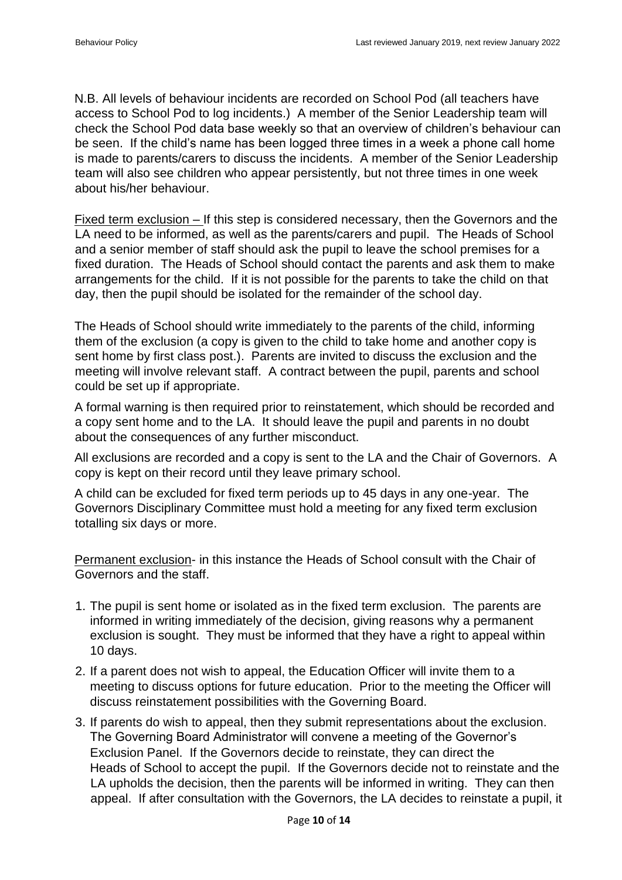N.B. All levels of behaviour incidents are recorded on School Pod (all teachers have access to School Pod to log incidents.) A member of the Senior Leadership team will check the School Pod data base weekly so that an overview of children's behaviour can be seen. If the child's name has been logged three times in a week a phone call home is made to parents/carers to discuss the incidents. A member of the Senior Leadership team will also see children who appear persistently, but not three times in one week about his/her behaviour.

Fixed term exclusion – If this step is considered necessary, then the Governors and the LA need to be informed, as well as the parents/carers and pupil. The Heads of School and a senior member of staff should ask the pupil to leave the school premises for a fixed duration. The Heads of School should contact the parents and ask them to make arrangements for the child. If it is not possible for the parents to take the child on that day, then the pupil should be isolated for the remainder of the school day.

The Heads of School should write immediately to the parents of the child, informing them of the exclusion (a copy is given to the child to take home and another copy is sent home by first class post.). Parents are invited to discuss the exclusion and the meeting will involve relevant staff. A contract between the pupil, parents and school could be set up if appropriate.

A formal warning is then required prior to reinstatement, which should be recorded and a copy sent home and to the LA. It should leave the pupil and parents in no doubt about the consequences of any further misconduct.

All exclusions are recorded and a copy is sent to the LA and the Chair of Governors. A copy is kept on their record until they leave primary school.

A child can be excluded for fixed term periods up to 45 days in any one-year. The Governors Disciplinary Committee must hold a meeting for any fixed term exclusion totalling six days or more.

Permanent exclusion- in this instance the Heads of School consult with the Chair of Governors and the staff.

1. The pupil is sent home or isolated as in the fixed term exclusion. The parents are informed in writing immediately of the decision, giving reasons why a permanent exclusion is sought. They must be informed that they have a right to appeal within 10 days.
2. If a parent does not wish to appeal, the Education Officer will invite them to a meeting to discuss options for future education. Prior to the meeting the Officer will discuss reinstatement possibilities with the Governing Board.
3. If parents do wish to appeal, then they submit representations about the exclusion. The Governing Board Administrator will convene a meeting of the Governor's Exclusion Panel. If the Governors decide to reinstate, they can direct the Heads of School to accept the pupil. If the Governors decide not to reinstate and the LA upholds the decision, then the parents will be informed in writing. They can then appeal. If after consultation with the Governors, the LA decides to reinstate a pupil, it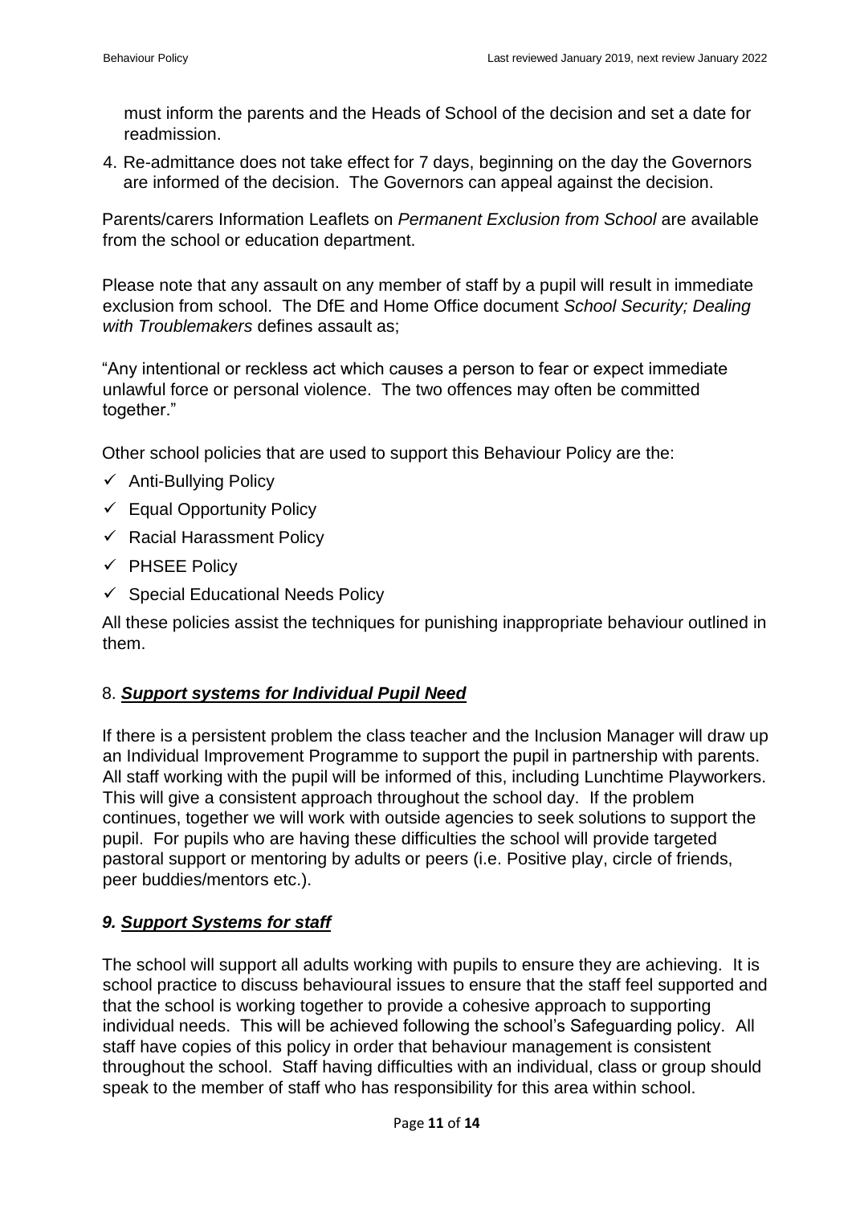must inform the parents and the Heads of School of the decision and set a date for readmission.

4. Re-admittance does not take effect for 7 days, beginning on the day the Governors are informed of the decision. The Governors can appeal against the decision.

Parents/carers Information Leaflets on *Permanent Exclusion from School* are available from the school or education department.

Please note that any assault on any member of staff by a pupil will result in immediate exclusion from school. The DfE and Home Office document *School Security; Dealing with Troublemakers* defines assault as;

"Any intentional or reckless act which causes a person to fear or expect immediate unlawful force or personal violence. The two offences may often be committed together."

Other school policies that are used to support this Behaviour Policy are the:

- ✓ Anti-Bullying Policy
- ✓ Equal Opportunity Policy
- ✓ Racial Harassment Policy
- ✓ PHSEE Policy
- ✓ Special Educational Needs Policy

All these policies assist the techniques for punishing inappropriate behaviour outlined in them.

## 8. ***Support systems for Individual Pupil Need***

If there is a persistent problem the class teacher and the Inclusion Manager will draw up an Individual Improvement Programme to support the pupil in partnership with parents. All staff working with the pupil will be informed of this, including Lunchtime Playworkers. This will give a consistent approach throughout the school day. If the problem continues, together we will work with outside agencies to seek solutions to support the pupil. For pupils who are having these difficulties the school will provide targeted pastoral support or mentoring by adults or peers (i.e. Positive play, circle of friends, peer buddies/mentors etc.).

## *9. **Support Systems for staff***

The school will support all adults working with pupils to ensure they are achieving. It is school practice to discuss behavioural issues to ensure that the staff feel supported and that the school is working together to provide a cohesive approach to supporting individual needs. This will be achieved following the school's Safeguarding policy. All staff have copies of this policy in order that behaviour management is consistent throughout the school. Staff having difficulties with an individual, class or group should speak to the member of staff who has responsibility for this area within school.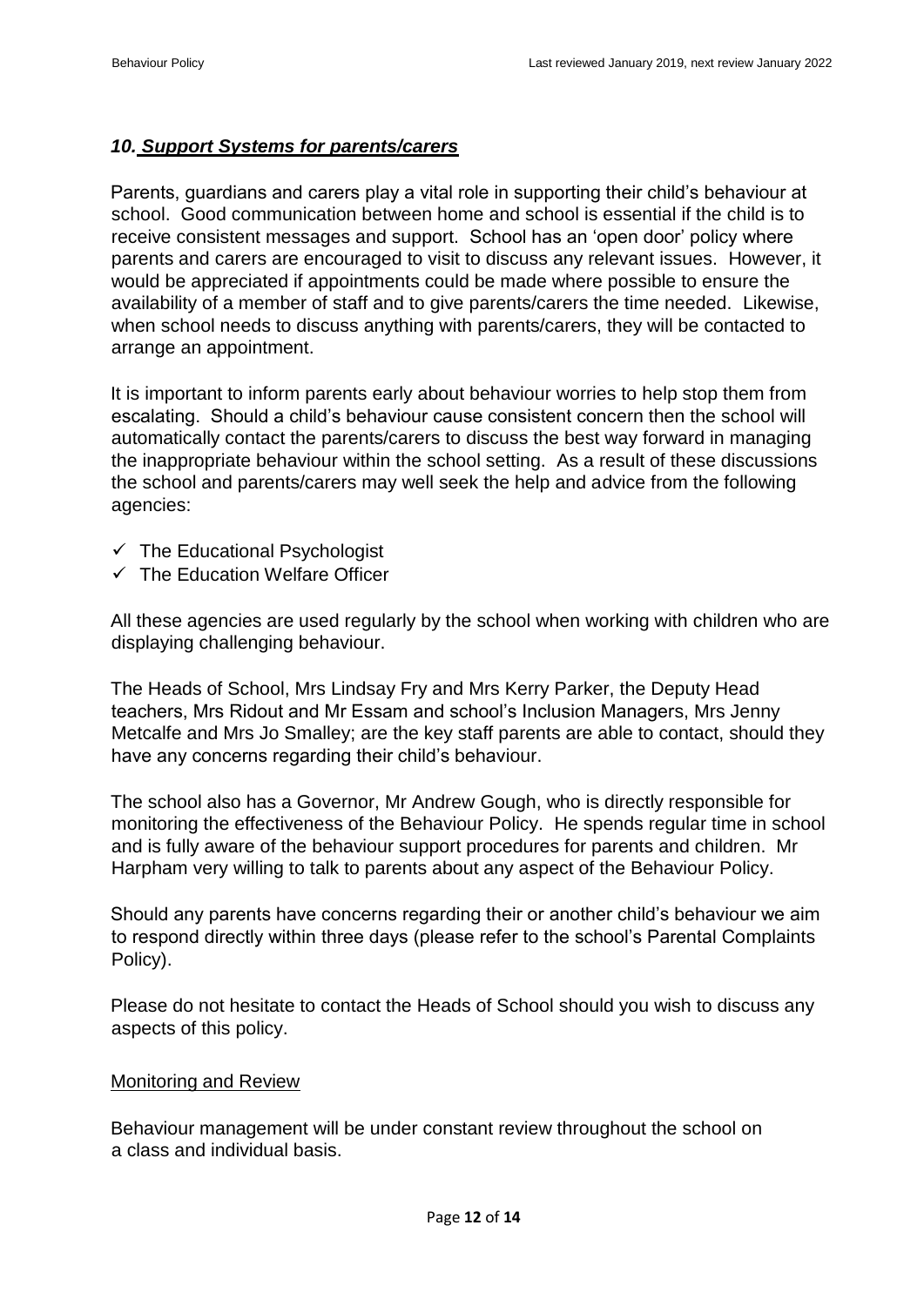## *10. Support Systems for parents/carers*

Parents, guardians and carers play a vital role in supporting their child's behaviour at school. Good communication between home and school is essential if the child is to receive consistent messages and support. School has an 'open door' policy where parents and carers are encouraged to visit to discuss any relevant issues. However, it would be appreciated if appointments could be made where possible to ensure the availability of a member of staff and to give parents/carers the time needed. Likewise, when school needs to discuss anything with parents/carers, they will be contacted to arrange an appointment.

It is important to inform parents early about behaviour worries to help stop them from escalating. Should a child's behaviour cause consistent concern then the school will automatically contact the parents/carers to discuss the best way forward in managing the inappropriate behaviour within the school setting. As a result of these discussions the school and parents/carers may well seek the help and advice from the following agencies:

- ✓ The Educational Psychologist
- ✓ The Education Welfare Officer

All these agencies are used regularly by the school when working with children who are displaying challenging behaviour.

The Heads of School, Mrs Lindsay Fry and Mrs Kerry Parker, the Deputy Head teachers, Mrs Ridout and Mr Essam and school's Inclusion Managers, Mrs Jenny Metcalfe and Mrs Jo Smalley; are the key staff parents are able to contact, should they have any concerns regarding their child's behaviour.

The school also has a Governor, Mr Andrew Gough, who is directly responsible for monitoring the effectiveness of the Behaviour Policy. He spends regular time in school and is fully aware of the behaviour support procedures for parents and children. Mr Harpham very willing to talk to parents about any aspect of the Behaviour Policy.

Should any parents have concerns regarding their or another child's behaviour we aim to respond directly within three days (please refer to the school's Parental Complaints Policy).

Please do not hesitate to contact the Heads of School should you wish to discuss any aspects of this policy.

<u>Monitoring and Review</u>

Behaviour management will be under constant review throughout the school on a class and individual basis.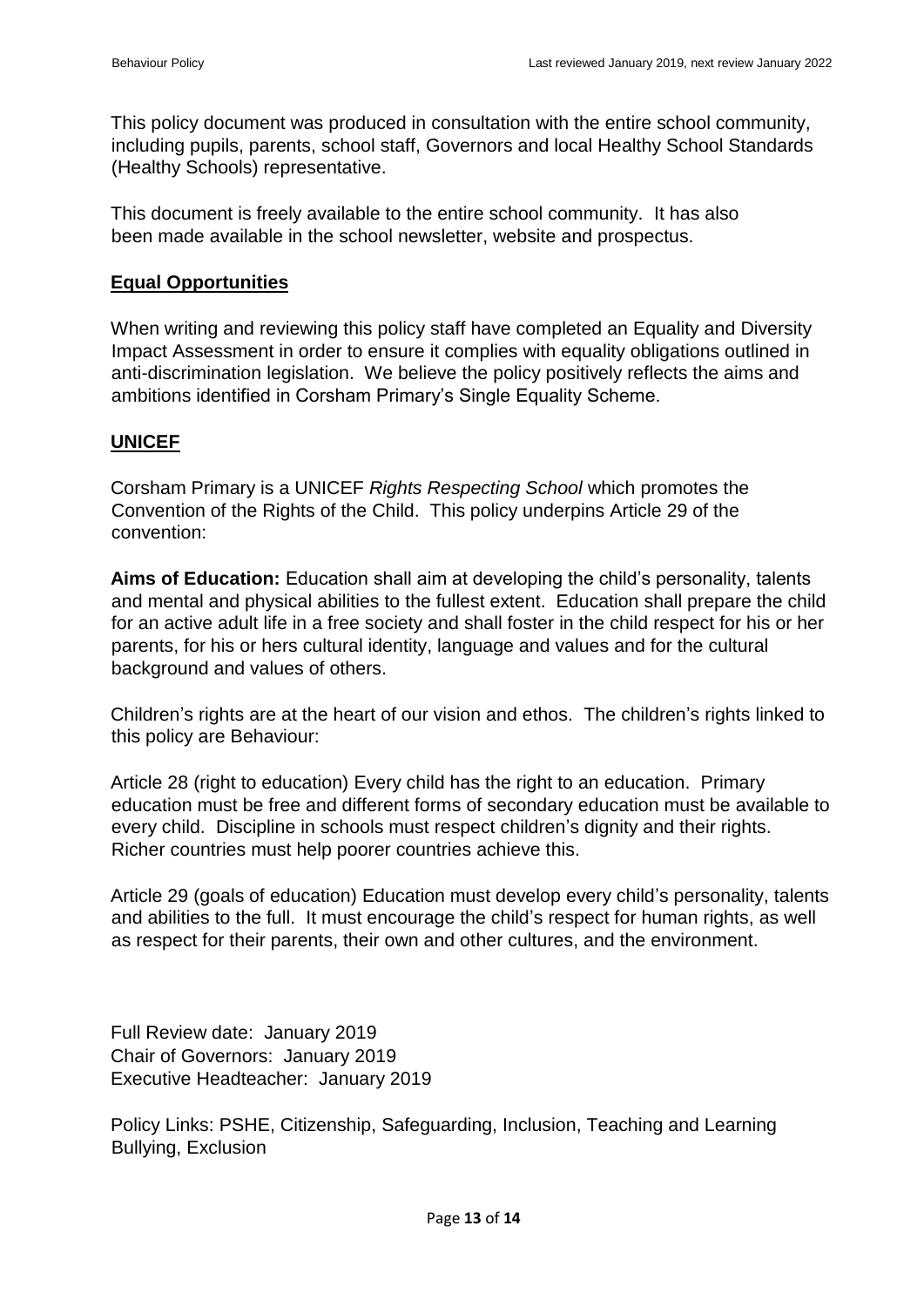This policy document was produced in consultation with the entire school community, including pupils, parents, school staff, Governors and local Healthy School Standards (Healthy Schools) representative.

This document is freely available to the entire school community. It has also been made available in the school newsletter, website and prospectus.

## Equal Opportunities

When writing and reviewing this policy staff have completed an Equality and Diversity Impact Assessment in order to ensure it complies with equality obligations outlined in anti-discrimination legislation. We believe the policy positively reflects the aims and ambitions identified in Corsham Primary's Single Equality Scheme.

## UNICEF

Corsham Primary is a UNICEF *Rights Respecting School* which promotes the Convention of the Rights of the Child. This policy underpins Article 29 of the convention:

**Aims of Education:** Education shall aim at developing the child's personality, talents and mental and physical abilities to the fullest extent. Education shall prepare the child for an active adult life in a free society and shall foster in the child respect for his or her parents, for his or hers cultural identity, language and values and for the cultural background and values of others.

Children's rights are at the heart of our vision and ethos. The children's rights linked to this policy are Behaviour:

Article 28 (right to education) Every child has the right to an education. Primary education must be free and different forms of secondary education must be available to every child. Discipline in schools must respect children's dignity and their rights. Richer countries must help poorer countries achieve this.

Article 29 (goals of education) Education must develop every child's personality, talents and abilities to the full. It must encourage the child's respect for human rights, as well as respect for their parents, their own and other cultures, and the environment.

Full Review date: January 2019
Chair of Governors: January 2019
Executive Headteacher: January 2019

Policy Links: PSHE, Citizenship, Safeguarding, Inclusion, Teaching and Learning Bullying, Exclusion